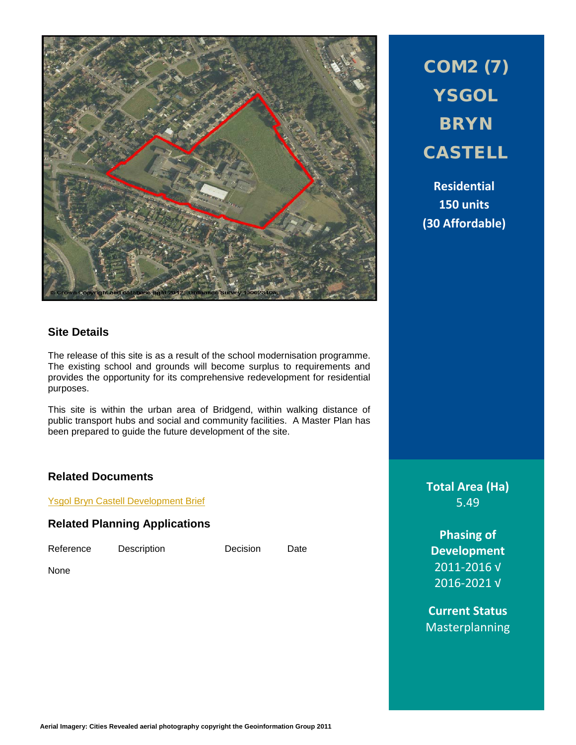# COM2 (7) YSGOL BRYN CASTELL

**Residential**
**150 units**
**(30 Affordable)**

## Site Details

The release of this site is as a result of the school modernisation programme. The existing school and grounds will become surplus to requirements and provides the opportunity for its comprehensive redevelopment for residential purposes.

This site is within the urban area of Bridgend, within walking distance of public transport hubs and social and community facilities. A Master Plan has been prepared to guide the future development of the site.

## Related Documents

Ysgol Bryn Castell Development Brief

## Related Planning Applications

| Reference | Description | Decision | Date |
|---|---|---|---|
| None | | | |

**Total Area (Ha)**
5.49

**Phasing of Development**
2011-2016 √
2016-2021 √

**Current Status**
Masterplanning

Aerial Imagery: Cities Revealed aerial photography copyright the Geoinformation Group 2011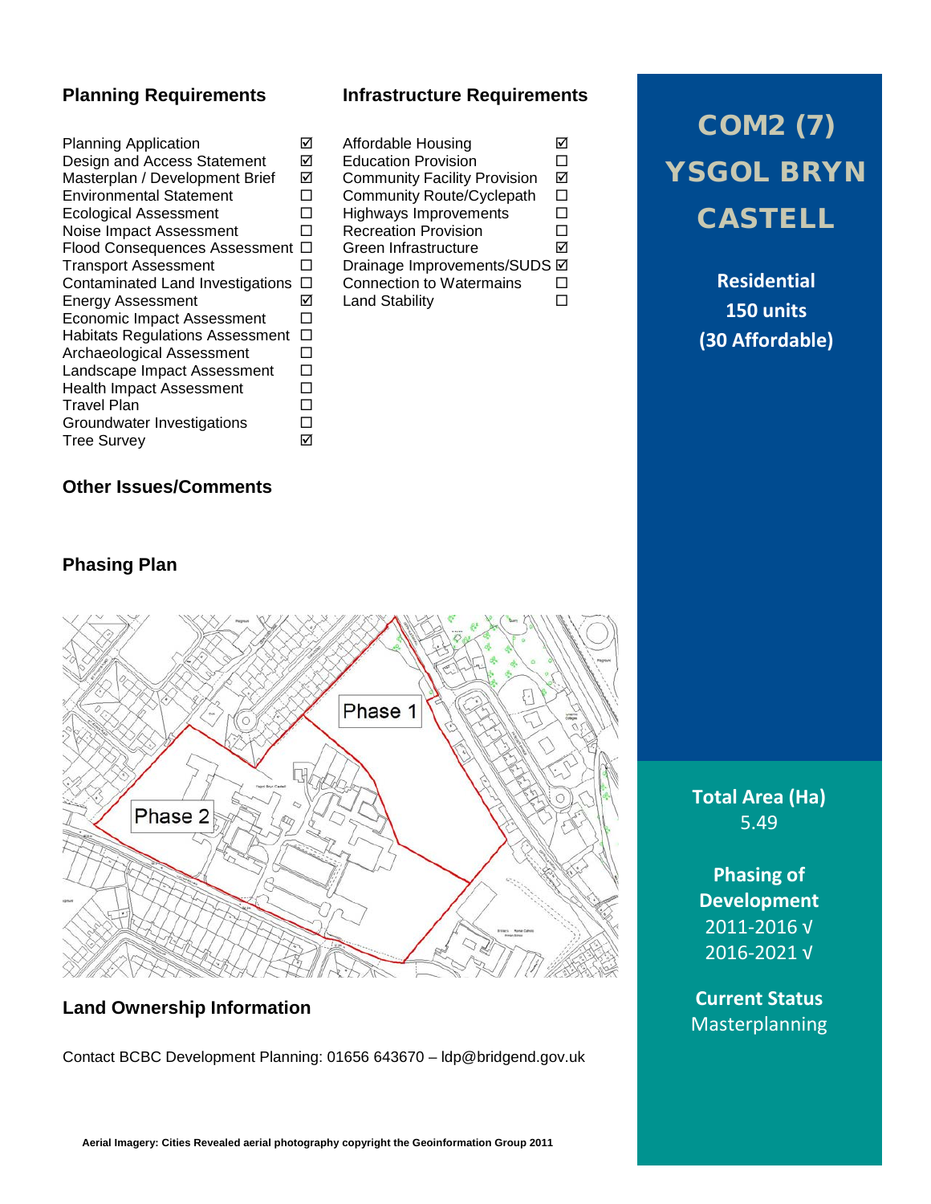# COM2 (7) YSGOL BRYN CASTELL

**Residential**
**150 units**
**(30 Affordable)**

## Planning Requirements

| | |
|---|---|
| Planning Application | ☑ |
| Design and Access Statement | ☑ |
| Masterplan / Development Brief | ☑ |
| Environmental Statement | ☐ |
| Ecological Assessment | ☐ |
| Noise Impact Assessment | ☐ |
| Flood Consequences Assessment | ☐ |
| Transport Assessment | ☐ |
| Contaminated Land Investigations | ☐ |
| Energy Assessment | ☑ |
| Economic Impact Assessment | ☐ |
| Habitats Regulations Assessment | ☐ |
| Archaeological Assessment | ☐ |
| Landscape Impact Assessment | ☐ |
| Health Impact Assessment | ☐ |
| Travel Plan | ☐ |
| Groundwater Investigations | ☐ |
| Tree Survey | ☑ |

## Infrastructure Requirements

| | |
|---|---|
| Affordable Housing | ☑ |
| Education Provision | ☐ |
| Community Facility Provision | ☑ |
| Community Route/Cyclepath | ☐ |
| Highways Improvements | ☐ |
| Recreation Provision | ☐ |
| Green Infrastructure | ☑ |
| Drainage Improvements/SUDS | ☑ |
| Connection to Watermains | ☐ |
| Land Stability | ☐ |

## Other Issues/Comments

## Phasing Plan

Phase 1

Phase 2

**Total Area (Ha)**
5.49

**Phasing of Development**
2011-2016 √
2016-2021 √

**Current Status**
Masterplanning

## Land Ownership Information

Contact BCBC Development Planning: 01656 643670 – ldp@bridgend.gov.uk

**Aerial Imagery: Cities Revealed aerial photography copyright the Geoinformation Group 2011**